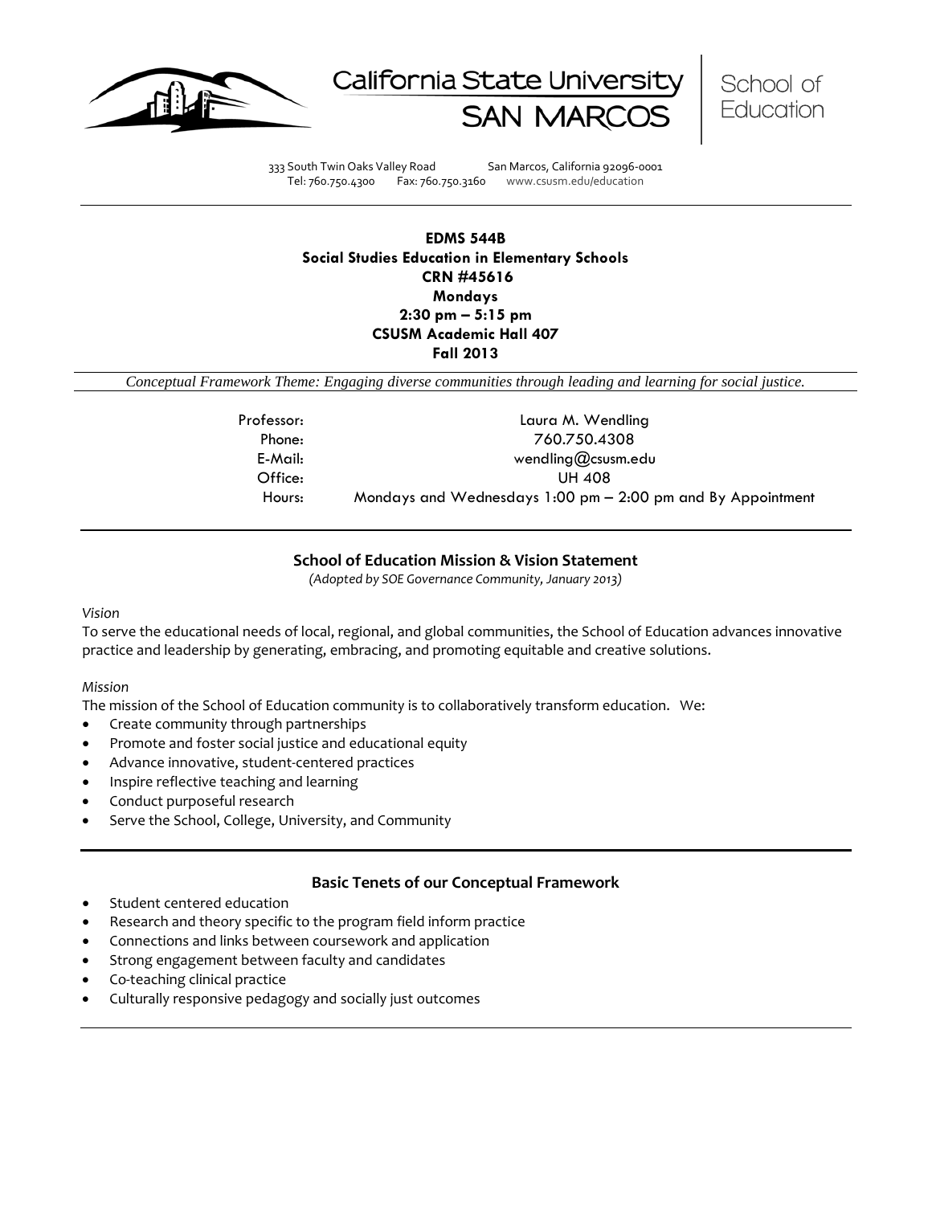California State University SAN MARCOS | School of Education

333 South Twin Oaks Valley Road San Marcos, California 92096-0001
Tel: 760.750.4300 Fax: 760.750.3160 www.csusm.edu/education

---

**EDMS 544B**
**Social Studies Education in Elementary Schools**
**CRN #45616**
**Mondays**
**2:30 pm – 5:15 pm**
**CSUSM Academic Hall 407**
**Fall 2013**

*Conceptual Framework Theme: Engaging diverse communities through leading and learning for social justice.*

| | |
|---|---|
| Professor: | Laura M. Wendling |
| Phone: | 760.750.4308 |
| E-Mail: | wendling@csusm.edu |
| Office: | UH 408 |
| Hours: | Mondays and Wednesdays 1:00 pm – 2:00 pm and By Appointment |

---

## School of Education Mission & Vision Statement

*(Adopted by SOE Governance Community, January 2013)*

*Vision*

To serve the educational needs of local, regional, and global communities, the School of Education advances innovative practice and leadership by generating, embracing, and promoting equitable and creative solutions.

*Mission*

The mission of the School of Education community is to collaboratively transform education. We:

- Create community through partnerships
- Promote and foster social justice and educational equity
- Advance innovative, student-centered practices
- Inspire reflective teaching and learning
- Conduct purposeful research
- Serve the School, College, University, and Community

---

## Basic Tenets of our Conceptual Framework

- Student centered education
- Research and theory specific to the program field inform practice
- Connections and links between coursework and application
- Strong engagement between faculty and candidates
- Co-teaching clinical practice
- Culturally responsive pedagogy and socially just outcomes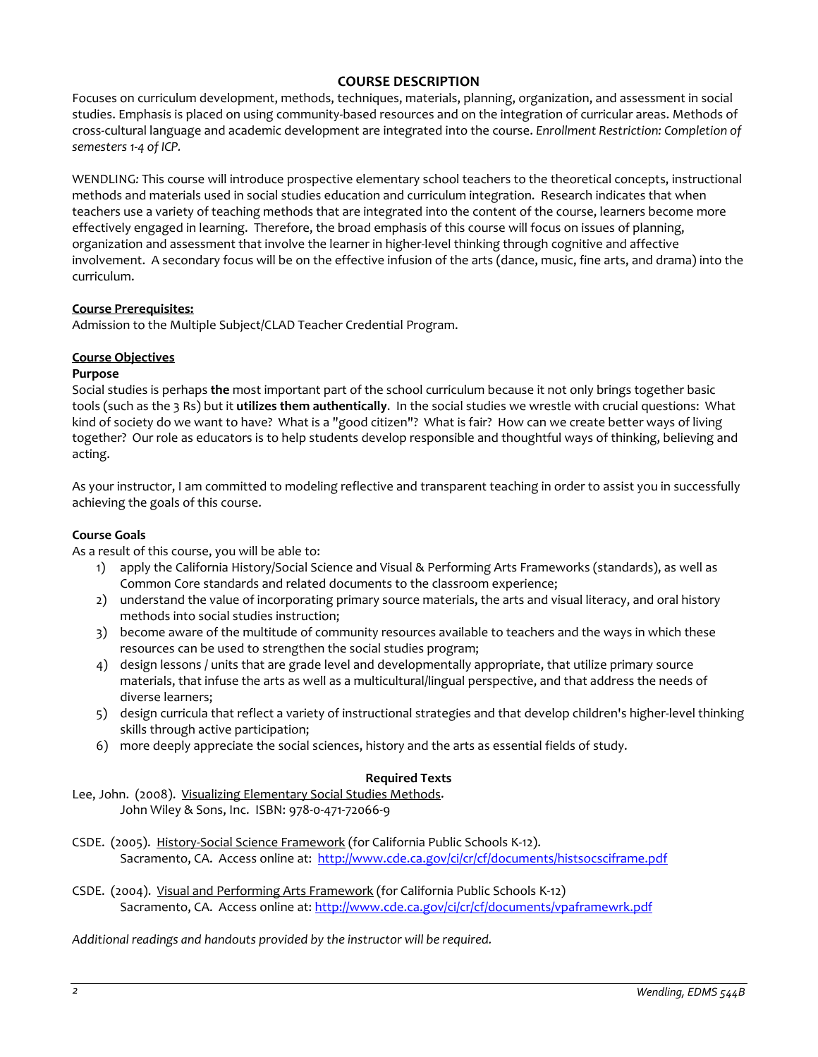## COURSE DESCRIPTION

Focuses on curriculum development, methods, techniques, materials, planning, organization, and assessment in social studies. Emphasis is placed on using community-based resources and on the integration of curricular areas. Methods of cross-cultural language and academic development are integrated into the course. *Enrollment Restriction: Completion of semesters 1-4 of ICP.*

WENDLING*:* This course will introduce prospective elementary school teachers to the theoretical concepts, instructional methods and materials used in social studies education and curriculum integration. Research indicates that when teachers use a variety of teaching methods that are integrated into the content of the course, learners become more effectively engaged in learning. Therefore, the broad emphasis of this course will focus on issues of planning, organization and assessment that involve the learner in higher-level thinking through cognitive and affective involvement. A secondary focus will be on the effective infusion of the arts (dance, music, fine arts, and drama) into the curriculum.

### Course Prerequisites:

Admission to the Multiple Subject/CLAD Teacher Credential Program.

### Course Objectives

**Purpose**

Social studies is perhaps **the** most important part of the school curriculum because it not only brings together basic tools (such as the 3 Rs) but it **utilizes them authentically**. In the social studies we wrestle with crucial questions: What kind of society do we want to have? What is a "good citizen"? What is fair? How can we create better ways of living together? Our role as educators is to help students develop responsible and thoughtful ways of thinking, believing and acting.

As your instructor, I am committed to modeling reflective and transparent teaching in order to assist you in successfully achieving the goals of this course.

**Course Goals**

As a result of this course, you will be able to:

1) apply the California History/Social Science and Visual & Performing Arts Frameworks (standards), as well as Common Core standards and related documents to the classroom experience;
2) understand the value of incorporating primary source materials, the arts and visual literacy, and oral history methods into social studies instruction;
3) become aware of the multitude of community resources available to teachers and the ways in which these resources can be used to strengthen the social studies program;
4) design lessons / units that are grade level and developmentally appropriate, that utilize primary source materials, that infuse the arts as well as a multicultural/lingual perspective, and that address the needs of diverse learners;
5) design curricula that reflect a variety of instructional strategies and that develop children's higher-level thinking skills through active participation;
6) more deeply appreciate the social sciences, history and the arts as essential fields of study.

**Required Texts**

Lee, John. (2008). Visualizing Elementary Social Studies Methods.
John Wiley & Sons, Inc. ISBN: 978-0-471-72066-9

CSDE. (2005). History-Social Science Framework (for California Public Schools K-12).
Sacramento, CA. Access online at: http://www.cde.ca.gov/ci/cr/cf/documents/histsocsciframe.pdf

CSDE. (2004). Visual and Performing Arts Framework (for California Public Schools K-12)
Sacramento, CA. Access online at: http://www.cde.ca.gov/ci/cr/cf/documents/vpaframewrk.pdf

*Additional readings and handouts provided by the instructor will be required.*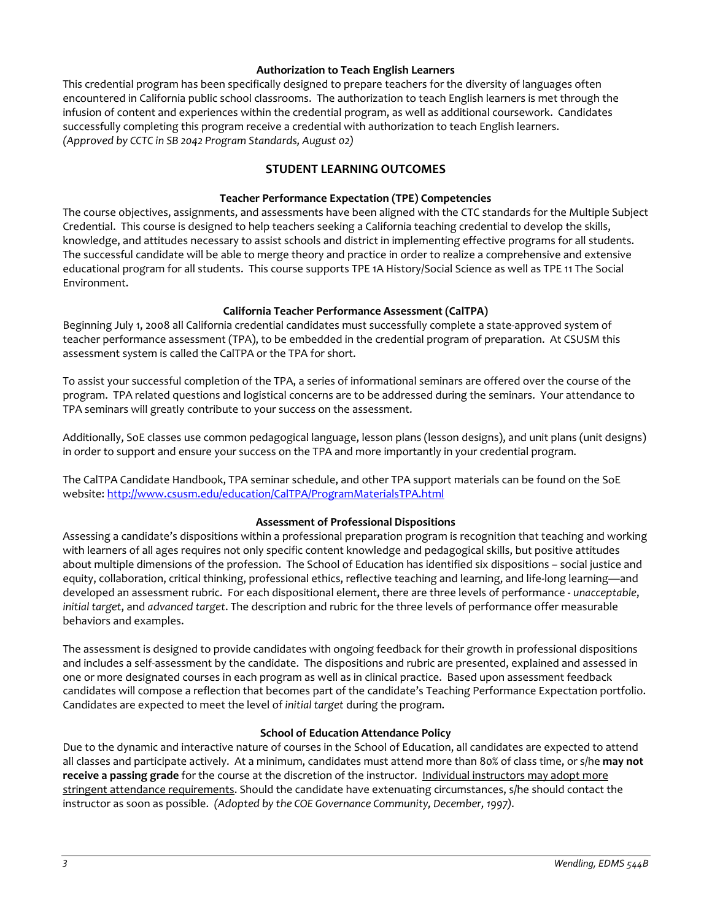### Authorization to Teach English Learners

This credential program has been specifically designed to prepare teachers for the diversity of languages often encountered in California public school classrooms. The authorization to teach English learners is met through the infusion of content and experiences within the credential program, as well as additional coursework. Candidates successfully completing this program receive a credential with authorization to teach English learners.
*(Approved by CCTC in SB 2042 Program Standards, August 02)*

## STUDENT LEARNING OUTCOMES

### Teacher Performance Expectation (TPE) Competencies

The course objectives, assignments, and assessments have been aligned with the CTC standards for the Multiple Subject Credential. This course is designed to help teachers seeking a California teaching credential to develop the skills, knowledge, and attitudes necessary to assist schools and district in implementing effective programs for all students. The successful candidate will be able to merge theory and practice in order to realize a comprehensive and extensive educational program for all students. This course supports TPE 1A History/Social Science as well as TPE 11 The Social Environment.

### California Teacher Performance Assessment (CalTPA)

Beginning July 1, 2008 all California credential candidates must successfully complete a state-approved system of teacher performance assessment (TPA), to be embedded in the credential program of preparation. At CSUSM this assessment system is called the CalTPA or the TPA for short.

To assist your successful completion of the TPA, a series of informational seminars are offered over the course of the program. TPA related questions and logistical concerns are to be addressed during the seminars. Your attendance to TPA seminars will greatly contribute to your success on the assessment.

Additionally, SoE classes use common pedagogical language, lesson plans (lesson designs), and unit plans (unit designs) in order to support and ensure your success on the TPA and more importantly in your credential program.

The CalTPA Candidate Handbook, TPA seminar schedule, and other TPA support materials can be found on the SoE website: [http://www.csusm.edu/education/CalTPA/ProgramMaterialsTPA.html](http://www.csusm.edu/education/CalTPA/ProgramMaterialsTPA.html)

### Assessment of Professional Dispositions

Assessing a candidate's dispositions within a professional preparation program is recognition that teaching and working with learners of all ages requires not only specific content knowledge and pedagogical skills, but positive attitudes about multiple dimensions of the profession. The School of Education has identified six dispositions – social justice and equity, collaboration, critical thinking, professional ethics, reflective teaching and learning, and life-long learning—and developed an assessment rubric. For each dispositional element, there are three levels of performance - *unacceptable*, *initial target*, and *advanced target*. The description and rubric for the three levels of performance offer measurable behaviors and examples.

The assessment is designed to provide candidates with ongoing feedback for their growth in professional dispositions and includes a self-assessment by the candidate. The dispositions and rubric are presented, explained and assessed in one or more designated courses in each program as well as in clinical practice. Based upon assessment feedback candidates will compose a reflection that becomes part of the candidate's Teaching Performance Expectation portfolio. Candidates are expected to meet the level of *initial target* during the program.

### School of Education Attendance Policy

Due to the dynamic and interactive nature of courses in the School of Education, all candidates are expected to attend all classes and participate actively. At a minimum, candidates must attend more than 80% of class time, or s/he **may not receive a passing grade** for the course at the discretion of the instructor. <u>Individual instructors may adopt more stringent attendance requirements</u>. Should the candidate have extenuating circumstances, s/he should contact the instructor as soon as possible. *(Adopted by the COE Governance Community, December, 1997).*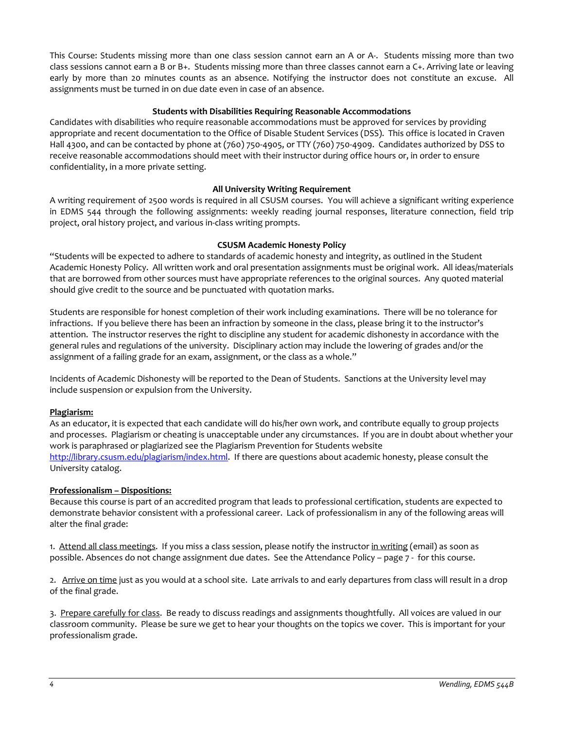This Course: Students missing more than one class session cannot earn an A or A-. Students missing more than two class sessions cannot earn a B or B+. Students missing more than three classes cannot earn a C+. Arriving late or leaving early by more than 20 minutes counts as an absence. Notifying the instructor does not constitute an excuse. All assignments must be turned in on due date even in case of an absence.

### Students with Disabilities Requiring Reasonable Accommodations

Candidates with disabilities who require reasonable accommodations must be approved for services by providing appropriate and recent documentation to the Office of Disable Student Services (DSS). This office is located in Craven Hall 4300, and can be contacted by phone at (760) 750-4905, or TTY (760) 750-4909. Candidates authorized by DSS to receive reasonable accommodations should meet with their instructor during office hours or, in order to ensure confidentiality, in a more private setting.

### All University Writing Requirement

A writing requirement of 2500 words is required in all CSUSM courses. You will achieve a significant writing experience in EDMS 544 through the following assignments: weekly reading journal responses, literature connection, field trip project, oral history project, and various in-class writing prompts.

### CSUSM Academic Honesty Policy

"Students will be expected to adhere to standards of academic honesty and integrity, as outlined in the Student Academic Honesty Policy. All written work and oral presentation assignments must be original work. All ideas/materials that are borrowed from other sources must have appropriate references to the original sources. Any quoted material should give credit to the source and be punctuated with quotation marks.

Students are responsible for honest completion of their work including examinations. There will be no tolerance for infractions. If you believe there has been an infraction by someone in the class, please bring it to the instructor's attention. The instructor reserves the right to discipline any student for academic dishonesty in accordance with the general rules and regulations of the university. Disciplinary action may include the lowering of grades and/or the assignment of a failing grade for an exam, assignment, or the class as a whole."

Incidents of Academic Dishonesty will be reported to the Dean of Students. Sanctions at the University level may include suspension or expulsion from the University.

**Plagiarism:**

As an educator, it is expected that each candidate will do his/her own work, and contribute equally to group projects and processes. Plagiarism or cheating is unacceptable under any circumstances. If you are in doubt about whether your work is paraphrased or plagiarized see the Plagiarism Prevention for Students website http://library.csusm.edu/plagiarism/index.html. If there are questions about academic honesty, please consult the University catalog.

**Professionalism – Dispositions:**

Because this course is part of an accredited program that leads to professional certification, students are expected to demonstrate behavior consistent with a professional career. Lack of professionalism in any of the following areas will alter the final grade:

1. Attend all class meetings. If you miss a class session, please notify the instructor in writing (email) as soon as possible. Absences do not change assignment due dates. See the Attendance Policy – page 7 - for this course.

2. Arrive on time just as you would at a school site. Late arrivals to and early departures from class will result in a drop of the final grade.

3. Prepare carefully for class. Be ready to discuss readings and assignments thoughtfully. All voices are valued in our classroom community. Please be sure we get to hear your thoughts on the topics we cover. This is important for your professionalism grade.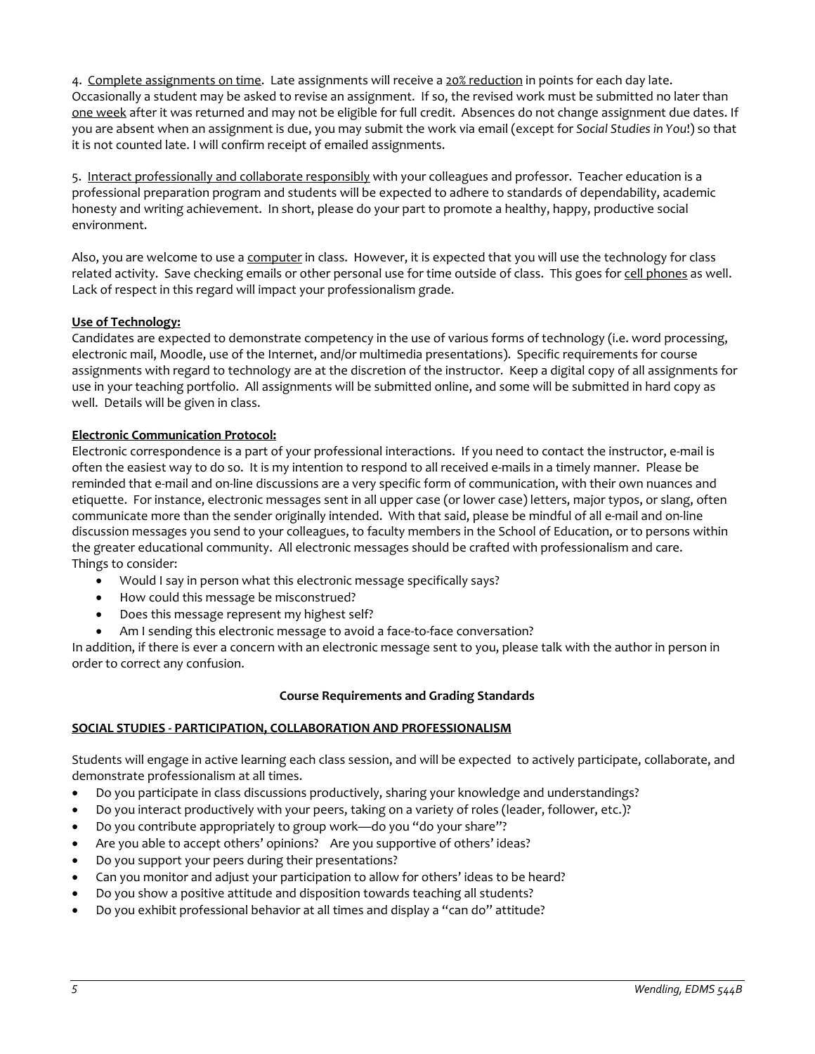4. <u>Complete assignments on time</u>. Late assignments will receive a <u>20% reduction</u> in points for each day late. Occasionally a student may be asked to revise an assignment. If so, the revised work must be submitted no later than <u>one week</u> after it was returned and may not be eligible for full credit. Absences do not change assignment due dates. If you are absent when an assignment is due, you may submit the work via email (except for *Social Studies in You!*) so that it is not counted late. I will confirm receipt of emailed assignments.

5. <u>Interact professionally and collaborate responsibly</u> with your colleagues and professor. Teacher education is a professional preparation program and students will be expected to adhere to standards of dependability, academic honesty and writing achievement. In short, please do your part to promote a healthy, happy, productive social environment.

Also, you are welcome to use a <u>computer</u> in class. However, it is expected that you will use the technology for class related activity. Save checking emails or other personal use for time outside of class. This goes for <u>cell phones</u> as well. Lack of respect in this regard will impact your professionalism grade.

**<u>Use of Technology:</u>**
Candidates are expected to demonstrate competency in the use of various forms of technology (i.e. word processing, electronic mail, Moodle, use of the Internet, and/or multimedia presentations). Specific requirements for course assignments with regard to technology are at the discretion of the instructor. Keep a digital copy of all assignments for use in your teaching portfolio. All assignments will be submitted online, and some will be submitted in hard copy as well. Details will be given in class.

**<u>Electronic Communication Protocol:</u>**
Electronic correspondence is a part of your professional interactions. If you need to contact the instructor, e-mail is often the easiest way to do so. It is my intention to respond to all received e-mails in a timely manner. Please be reminded that e-mail and on-line discussions are a very specific form of communication, with their own nuances and etiquette. For instance, electronic messages sent in all upper case (or lower case) letters, major typos, or slang, often communicate more than the sender originally intended. With that said, please be mindful of all e-mail and on-line discussion messages you send to your colleagues, to faculty members in the School of Education, or to persons within the greater educational community. All electronic messages should be crafted with professionalism and care.
Things to consider:

- Would I say in person what this electronic message specifically says?
- How could this message be misconstrued?
- Does this message represent my highest self?
- Am I sending this electronic message to avoid a face-to-face conversation?

In addition, if there is ever a concern with an electronic message sent to you, please talk with the author in person in order to correct any confusion.

## Course Requirements and Grading Standards

**<u>SOCIAL STUDIES - PARTICIPATION, COLLABORATION AND PROFESSIONALISM</u>**

Students will engage in active learning each class session, and will be expected to actively participate, collaborate, and demonstrate professionalism at all times.

- Do you participate in class discussions productively, sharing your knowledge and understandings?
- Do you interact productively with your peers, taking on a variety of roles (leader, follower, etc.)?
- Do you contribute appropriately to group work—do you "do your share"?
- Are you able to accept others' opinions? Are you supportive of others' ideas?
- Do you support your peers during their presentations?
- Can you monitor and adjust your participation to allow for others' ideas to be heard?
- Do you show a positive attitude and disposition towards teaching all students?
- Do you exhibit professional behavior at all times and display a "can do" attitude?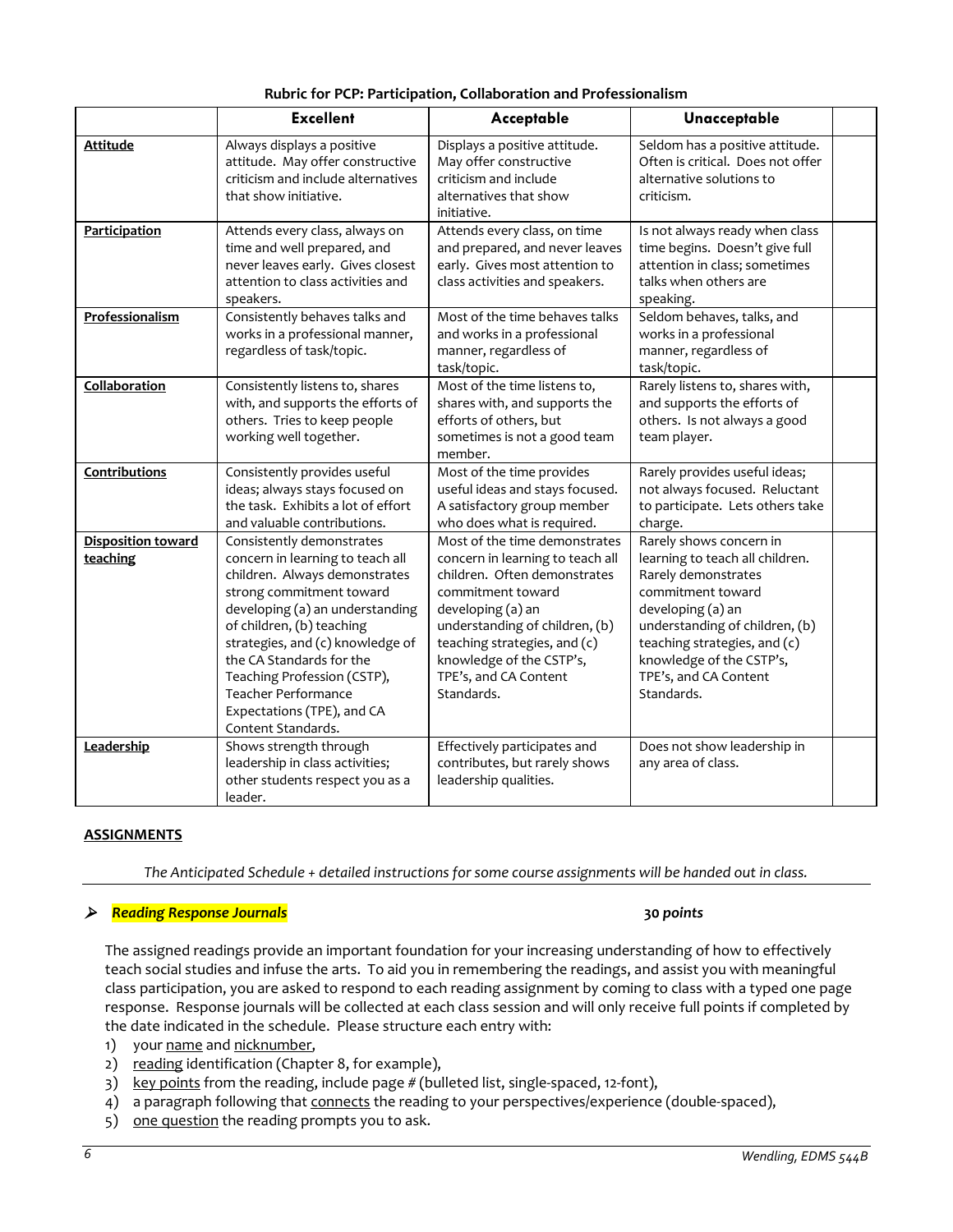**Rubric for PCP: Participation, Collaboration and Professionalism**

| | Excellent | Acceptable | Unacceptable | |
|---|---|---|---|---|
| **Attitude** | Always displays a positive attitude. May offer constructive criticism and include alternatives that show initiative. | Displays a positive attitude. May offer constructive criticism and include alternatives that show initiative. | Seldom has a positive attitude. Often is critical. Does not offer alternative solutions to criticism. | |
| **Participation** | Attends every class, always on time and well prepared, and never leaves early. Gives closest attention to class activities and speakers. | Attends every class, on time and prepared, and never leaves early. Gives most attention to class activities and speakers. | Is not always ready when class time begins. Doesn't give full attention in class; sometimes talks when others are speaking. | |
| **Professionalism** | Consistently behaves talks and works in a professional manner, regardless of task/topic. | Most of the time behaves talks and works in a professional manner, regardless of task/topic. | Seldom behaves, talks, and works in a professional manner, regardless of task/topic. | |
| **Collaboration** | Consistently listens to, shares with, and supports the efforts of others. Tries to keep people working well together. | Most of the time listens to, shares with, and supports the efforts of others, but sometimes is not a good team member. | Rarely listens to, shares with, and supports the efforts of others. Is not always a good team player. | |
| **Contributions** | Consistently provides useful ideas; always stays focused on the task. Exhibits a lot of effort and valuable contributions. | Most of the time provides useful ideas and stays focused. A satisfactory group member who does what is required. | Rarely provides useful ideas; not always focused. Reluctant to participate. Lets others take charge. | |
| **Disposition toward teaching** | Consistently demonstrates concern in learning to teach all children. Always demonstrates strong commitment toward developing (a) an understanding of children, (b) teaching strategies, and (c) knowledge of the CA Standards for the Teaching Profession (CSTP), Teacher Performance Expectations (TPE), and CA Content Standards. | Most of the time demonstrates concern in learning to teach all children. Often demonstrates commitment toward developing (a) an understanding of children, (b) teaching strategies, and (c) knowledge of the CSTP's, TPE's, and CA Content Standards. | Rarely shows concern in learning to teach all children. Rarely demonstrates commitment toward developing (a) an understanding of children, (b) teaching strategies, and (c) knowledge of the CSTP's, TPE's, and CA Content Standards. | |
| **Leadership** | Shows strength through leadership in class activities; other students respect you as a leader. | Effectively participates and contributes, but rarely shows leadership qualities. | Does not show leadership in any area of class. | |

**ASSIGNMENTS**

*The Anticipated Schedule + detailed instructions for some course assignments will be handed out in class.*

- ***Reading Response Journals*** ***30 points***

The assigned readings provide an important foundation for your increasing understanding of how to effectively teach social studies and infuse the arts. To aid you in remembering the readings, and assist you with meaningful class participation, you are asked to respond to each reading assignment by coming to class with a typed one page response. Response journals will be collected at each class session and will only receive full points if completed by the date indicated in the schedule. Please structure each entry with:

1) your name and nicknumber,
2) reading identification (Chapter 8, for example),
3) key points from the reading, include page # (bulleted list, single-spaced, 12-font),
4) a paragraph following that connects the reading to your perspectives/experience (double-spaced),
5) one question the reading prompts you to ask.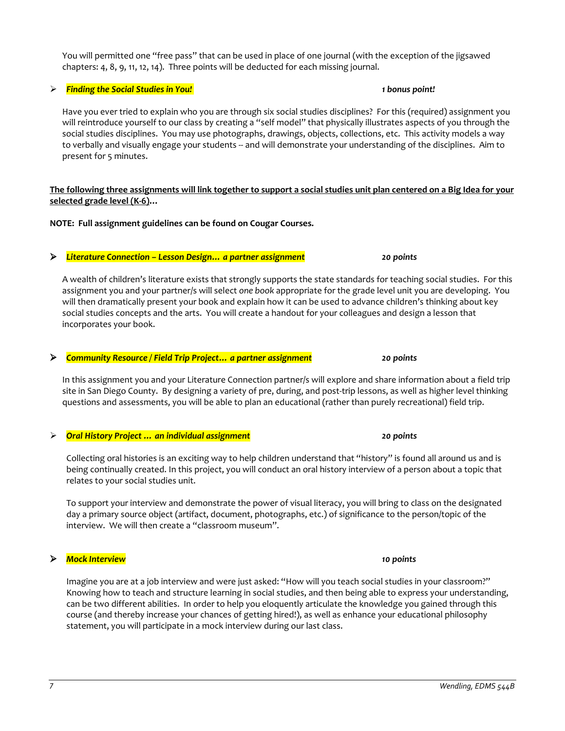You will permitted one "free pass" that can be used in place of one journal (with the exception of the jigsawed chapters: 4, 8, 9, 11, 12, 14). Three points will be deducted for each missing journal.

- ***Finding the Social Studies in You!*** — ***1 bonus point!***

  Have you ever tried to explain who you are through six social studies disciplines? For this (required) assignment you will reintroduce yourself to our class by creating a "self model" that physically illustrates aspects of you through the social studies disciplines. You may use photographs, drawings, objects, collections, etc. This activity models a way to verbally and visually engage your students -- and will demonstrate your understanding of the disciplines. Aim to present for 5 minutes.

**The following three assignments will link together to support a social studies unit plan centered on a Big Idea for your selected grade level (K-6)…**

**NOTE: Full assignment guidelines can be found on Cougar Courses.**

- ***Literature Connection – Lesson Design… a partner assignment*** — ***20 points***

  A wealth of children's literature exists that strongly supports the state standards for teaching social studies. For this assignment you and your partner/s will select *one book* appropriate for the grade level unit you are developing. You will then dramatically present your book and explain how it can be used to advance children's thinking about key social studies concepts and the arts. You will create a handout for your colleagues and design a lesson that incorporates your book.

- ***Community Resource / Field Trip Project… a partner assignment*** — ***20 points***

  In this assignment you and your Literature Connection partner/s will explore and share information about a field trip site in San Diego County. By designing a variety of pre, during, and post-trip lessons, as well as higher level thinking questions and assessments, you will be able to plan an educational (rather than purely recreational) field trip.

- ***Oral History Project … an individual assignment*** — ***20 points***

  Collecting oral histories is an exciting way to help children understand that "history" is found all around us and is being continually created. In this project, you will conduct an oral history interview of a person about a topic that relates to your social studies unit.

  To support your interview and demonstrate the power of visual literacy, you will bring to class on the designated day a primary source object (artifact, document, photographs, etc.) of significance to the person/topic of the interview. We will then create a "classroom museum".

- ***Mock Interview*** — ***10 points***

  Imagine you are at a job interview and were just asked: "How will you teach social studies in your classroom?" Knowing how to teach and structure learning in social studies, and then being able to express your understanding, can be two different abilities. In order to help you eloquently articulate the knowledge you gained through this course (and thereby increase your chances of getting hired!), as well as enhance your educational philosophy statement, you will participate in a mock interview during our last class.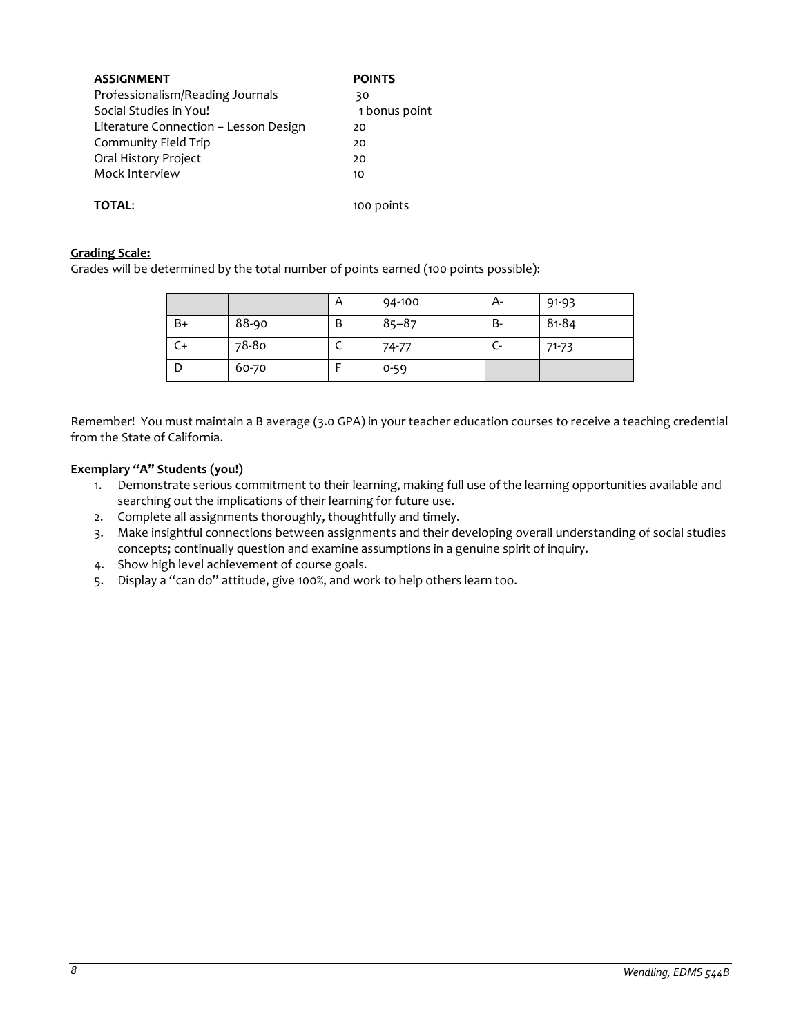| ASSIGNMENT | POINTS |
|---|---|
| Professionalism/Reading Journals | 30 |
| Social Studies in You! | 1 bonus point |
| Literature Connection – Lesson Design | 20 |
| Community Field Trip | 20 |
| Oral History Project | 20 |
| Mock Interview | 10 |
| **TOTAL**: | 100 points |

**Grading Scale:**

Grades will be determined by the total number of points earned (100 points possible):

| | | | | | |
|---|---|---|---|---|---|
| | | A | 94-100 | A- | 91-93 |
| B+ | 88-90 | B | 85–87 | B- | 81-84 |
| C+ | 78-80 | C | 74-77 | C- | 71-73 |
| D | 60-70 | F | 0-59 | | |

Remember! You must maintain a B average (3.0 GPA) in your teacher education courses to receive a teaching credential from the State of California.

**Exemplary "A" Students (you!)**

1. Demonstrate serious commitment to their learning, making full use of the learning opportunities available and searching out the implications of their learning for future use.
2. Complete all assignments thoroughly, thoughtfully and timely.
3. Make insightful connections between assignments and their developing overall understanding of social studies concepts; continually question and examine assumptions in a genuine spirit of inquiry.
4. Show high level achievement of course goals.
5. Display a "can do" attitude, give 100%, and work to help others learn too.